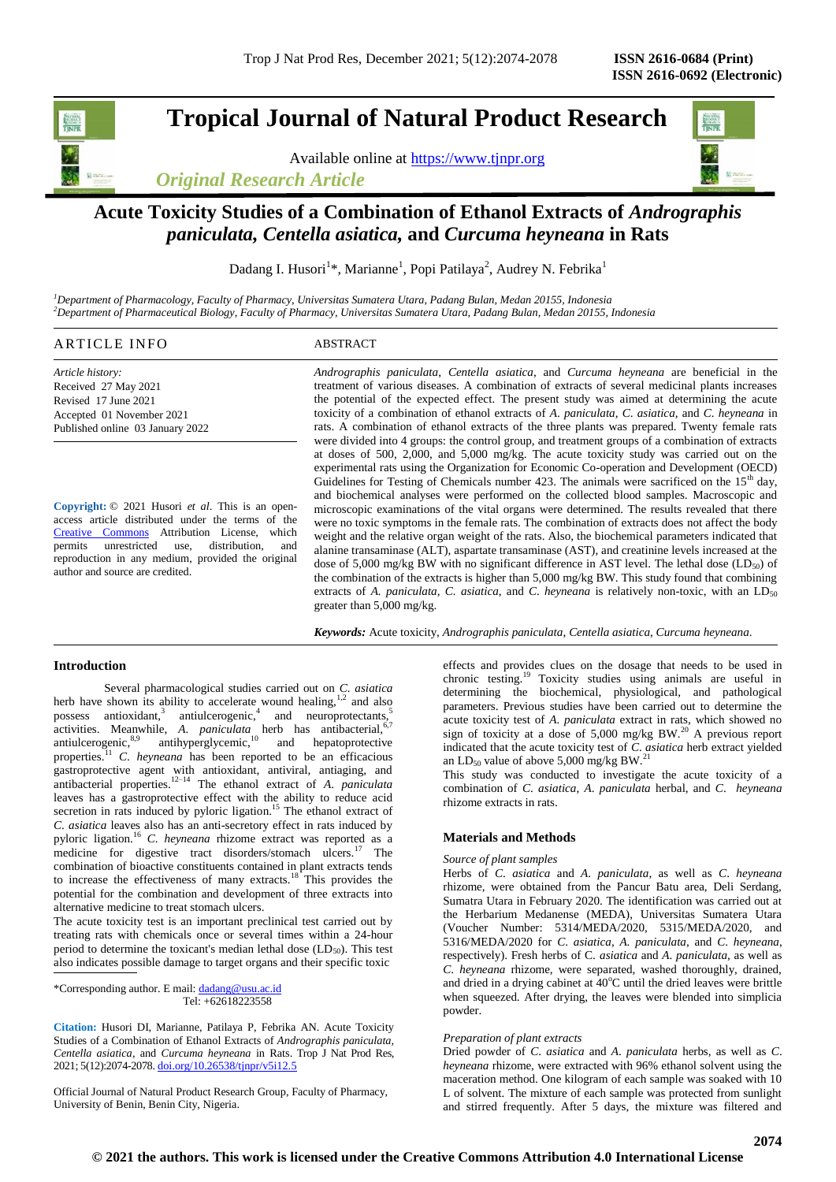# Acute Toxicity Studies of a Combination of Ethanol Extracts of *Andrographis paniculata, Centella asiatica,* and *Curcuma heyneana* in Rats

Dadang I. Husori[1]*, Marianne[1], Popi Patilaya[2], Audrey N. Febrika[1]

[1]Department of Pharmacology, Faculty of Pharmacy, Universitas Sumatera Utara, Padang Bulan, Medan 20155, Indonesia
[2]Department of Pharmaceutical Biology, Faculty of Pharmacy, Universitas Sumatera Utara, Padang Bulan, Medan 20155, Indonesia

## ARTICLE INFO

*Article history:*
Received 27 May 2021
Revised 17 June 2021
Accepted 01 November 2021
Published online 03 January 2022

**Copyright:** © 2021 Husori *et al*. This is an open-access article distributed under the terms of the Creative Commons Attribution License, which permits unrestricted use, distribution, and reproduction in any medium, provided the original author and source are credited.

## ABSTRACT

*Andrographis paniculata*, *Centella asiatica*, and *Curcuma heyneana* are beneficial in the treatment of various diseases. A combination of extracts of several medicinal plants increases the potential of the expected effect. The present study was aimed at determining the acute toxicity of a combination of ethanol extracts of *A. paniculata*, *C. asiatica*, and *C. heyneana* in rats. A combination of ethanol extracts of the three plants was prepared. Twenty female rats were divided into 4 groups: the control group, and treatment groups of a combination of extracts at doses of 500, 2,000, and 5,000 mg/kg. The acute toxicity study was carried out on the experimental rats using the Organization for Economic Co-operation and Development (OECD) Guidelines for Testing of Chemicals number 423. The animals were sacrificed on the 15th day, and biochemical analyses were performed on the collected blood samples. Macroscopic and microscopic examinations of the vital organs were determined. The results revealed that there were no toxic symptoms in the female rats. The combination of extracts does not affect the body weight and the relative organ weight of the rats. Also, the biochemical parameters indicated that alanine transaminase (ALT), aspartate transaminase (AST), and creatinine levels increased at the dose of 5,000 mg/kg BW with no significant difference in AST level. The lethal dose ($LD_{50}$) of the combination of the extracts is higher than 5,000 mg/kg BW. This study found that combining extracts of *A. paniculata*, *C. asiatica*, and *C. heyneana* is relatively non-toxic, with an $LD_{50}$ greater than 5,000 mg/kg.

***Keywords:*** Acute toxicity, *Andrographis paniculata*, *Centella asiatica*, *Curcuma heyneana*.

## Introduction

Several pharmacological studies carried out on *C. asiatica* herb have shown its ability to accelerate wound healing,[1,2] and also possess antioxidant,[3] antiulcerogenic,[4] and neuroprotectants,[5] activities. Meanwhile, *A. paniculata* herb has antibacterial,[6,7] antiulcerogenic,[8,9] antihyperglycemic,[10] and hepatoprotective properties.[11] *C. heyneana* has been reported to be an efficacious gastroprotective agent with antioxidant, antiviral, antiaging, and antibacterial properties.[12–14] The ethanol extract of *A. paniculata* leaves has a gastroprotective effect with the ability to reduce acid secretion in rats induced by pyloric ligation.[15] The ethanol extract of *C. asiatica* leaves also has an anti-secretory effect in rats induced by pyloric ligation.[16] *C. heyneana* rhizome extract was reported as a medicine for digestive tract disorders/stomach ulcers.[17] The combination of bioactive constituents contained in plant extracts tends to increase the effectiveness of many extracts.[18] This provides the potential for the combination and development of three extracts into alternative medicine to treat stomach ulcers.

The acute toxicity test is an important preclinical test carried out by treating rats with chemicals once or several times within a 24-hour period to determine the toxicant's median lethal dose ($LD_{50}$). This test also indicates possible damage to target organs and their specific toxic effects and provides clues on the dosage that needs to be used in chronic testing.[19] Toxicity studies using animals are useful in determining the biochemical, physiological, and pathological parameters. Previous studies have been carried out to determine the acute toxicity test of *A. paniculata* extract in rats, which showed no sign of toxicity at a dose of 5,000 mg/kg BW.[20] A previous report indicated that the acute toxicity test of *C. asiatica* herb extract yielded an $LD_{50}$ value of above 5,000 mg/kg BW.[21]

This study was conducted to investigate the acute toxicity of a combination of *C. asiatica*, *A. paniculata* herbal, and *C. heyneana* rhizome extracts in rats.

## Materials and Methods

*Source of plant samples*

Herbs of *C. asiatica* and *A. paniculata*, as well as *C. heyneana* rhizome, were obtained from the Pancur Batu area, Deli Serdang, Sumatra Utara in February 2020. The identification was carried out at the Herbarium Medanense (MEDA), Universitas Sumatera Utara (Voucher Number: 5314/MEDA/2020, 5315/MEDA/2020, and 5316/MEDA/2020 for *C. asiatica*, *A. paniculata*, and *C. heyneana*, respectively). Fresh herbs of C. *asiatica* and *A. paniculata*, as well as *C. heyneana* rhizome, were separated, washed thoroughly, drained, and dried in a drying cabinet at 40°C until the dried leaves were brittle when squeezed. After drying, the leaves were blended into simplicia powder.

*Preparation of plant extracts*

Dried powder of *C. asiatica* and *A. paniculata* herbs, as well as *C. heyneana* rhizome, were extracted with 96% ethanol solvent using the maceration method. One kilogram of each sample was soaked with 10 L of solvent. The mixture of each sample was protected from sunlight and stirred frequently. After 5 days, the mixture was filtered and

---

*Corresponding author. E mail: dadang@usu.ac.id
Tel: +62618223558

**Citation:** Husori DI, Marianne, Patilaya P, Febrika AN. Acute Toxicity Studies of a Combination of Ethanol Extracts of *Andrographis paniculata, Centella asiatica,* and *Curcuma heyneana* in Rats. Trop J Nat Prod Res, 2021; 5(12):2074-2078. doi.org/10.26538/tjnpr/v5i12.5

Official Journal of Natural Product Research Group, Faculty of Pharmacy, University of Benin, Benin City, Nigeria.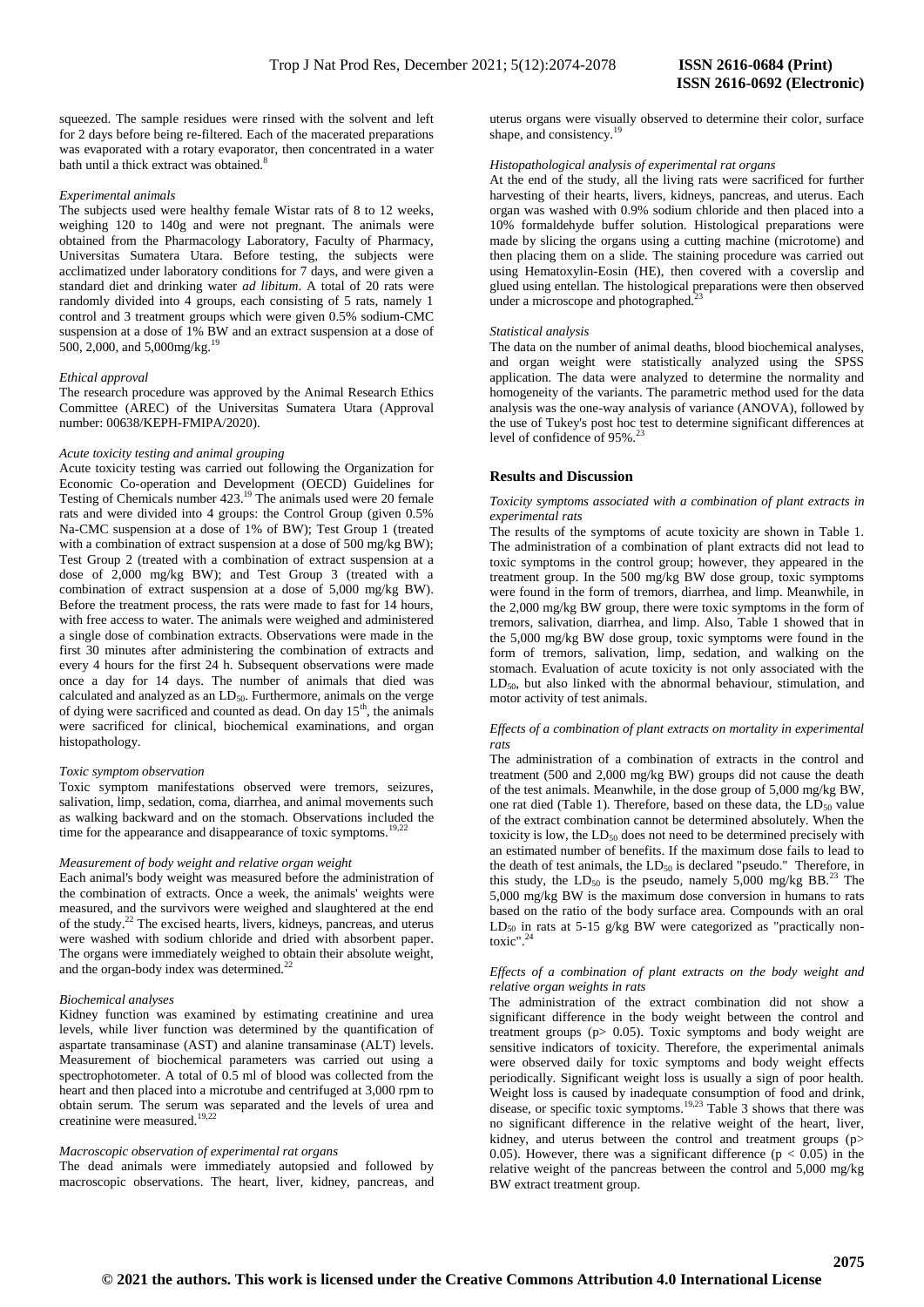squeezed. The sample residues were rinsed with the solvent and left for 2 days before being re-filtered. Each of the macerated preparations was evaporated with a rotary evaporator, then concentrated in a water bath until a thick extract was obtained.[8]

*Experimental animals*

The subjects used were healthy female Wistar rats of 8 to 12 weeks, weighing 120 to 140g and were not pregnant. The animals were obtained from the Pharmacology Laboratory, Faculty of Pharmacy, Universitas Sumatera Utara. Before testing, the subjects were acclimatized under laboratory conditions for 7 days, and were given a standard diet and drinking water *ad libitum*. A total of 20 rats were randomly divided into 4 groups, each consisting of 5 rats, namely 1 control and 3 treatment groups which were given 0.5% sodium-CMC suspension at a dose of 1% BW and an extract suspension at a dose of 500, 2,000, and 5,000mg/kg.[19]

*Ethical approval*

The research procedure was approved by the Animal Research Ethics Committee (AREC) of the Universitas Sumatera Utara (Approval number: 00638/KEPH-FMIPA/2020).

*Acute toxicity testing and animal grouping*

Acute toxicity testing was carried out following the Organization for Economic Co-operation and Development (OECD) Guidelines for Testing of Chemicals number 423.[19] The animals used were 20 female rats and were divided into 4 groups: the Control Group (given 0.5% Na-CMC suspension at a dose of 1% of BW); Test Group 1 (treated with a combination of extract suspension at a dose of 500 mg/kg BW); Test Group 2 (treated with a combination of extract suspension at a dose of 2,000 mg/kg BW); and Test Group 3 (treated with a combination of extract suspension at a dose of 5,000 mg/kg BW). Before the treatment process, the rats were made to fast for 14 hours, with free access to water. The animals were weighed and administered a single dose of combination extracts. Observations were made in the first 30 minutes after administering the combination of extracts and every 4 hours for the first 24 h. Subsequent observations were made once a day for 14 days. The number of animals that died was calculated and analyzed as an $LD_{50}$. Furthermore, animals on the verge of dying were sacrificed and counted as dead. On day $15^{th}$, the animals were sacrificed for clinical, biochemical examinations, and organ histopathology.

*Toxic symptom observation*

Toxic symptom manifestations observed were tremors, seizures, salivation, limp, sedation, coma, diarrhea, and animal movements such as walking backward and on the stomach. Observations included the time for the appearance and disappearance of toxic symptoms.[19,22]

*Measurement of body weight and relative organ weight*

Each animal's body weight was measured before the administration of the combination of extracts. Once a week, the animals' weights were measured, and the survivors were weighed and slaughtered at the end of the study.[22] The excised hearts, livers, kidneys, pancreas, and uterus were washed with sodium chloride and dried with absorbent paper. The organs were immediately weighed to obtain their absolute weight, and the organ-body index was determined.[22]

*Biochemical analyses*

Kidney function was examined by estimating creatinine and urea levels, while liver function was determined by the quantification of aspartate transaminase (AST) and alanine transaminase (ALT) levels. Measurement of biochemical parameters was carried out using a spectrophotometer. A total of 0.5 ml of blood was collected from the heart and then placed into a microtube and centrifuged at 3,000 rpm to obtain serum. The serum was separated and the levels of urea and creatinine were measured.[19,22]

*Macroscopic observation of experimental rat organs*

The dead animals were immediately autopsied and followed by macroscopic observations. The heart, liver, kidney, pancreas, and uterus organs were visually observed to determine their color, surface shape, and consistency.[19]

*Histopathological analysis of experimental rat organs*

At the end of the study, all the living rats were sacrificed for further harvesting of their hearts, livers, kidneys, pancreas, and uterus. Each organ was washed with 0.9% sodium chloride and then placed into a 10% formaldehyde buffer solution. Histological preparations were made by slicing the organs using a cutting machine (microtome) and then placing them on a slide. The staining procedure was carried out using Hematoxylin-Eosin (HE), then covered with a coverslip and glued using entellan. The histological preparations were then observed under a microscope and photographed.[23]

*Statistical analysis*

The data on the number of animal deaths, blood biochemical analyses, and organ weight were statistically analyzed using the SPSS application. The data were analyzed to determine the normality and homogeneity of the variants. The parametric method used for the data analysis was the one-way analysis of variance (ANOVA), followed by the use of Tukey's post hoc test to determine significant differences at level of confidence of 95%.[23]

## Results and Discussion

*Toxicity symptoms associated with a combination of plant extracts in experimental rats*

The results of the symptoms of acute toxicity are shown in Table 1. The administration of a combination of plant extracts did not lead to toxic symptoms in the control group; however, they appeared in the treatment group. In the 500 mg/kg BW dose group, toxic symptoms were found in the form of tremors, diarrhea, and limp. Meanwhile, in the 2,000 mg/kg BW group, there were toxic symptoms in the form of tremors, salivation, diarrhea, and limp. Also, Table 1 showed that in the 5,000 mg/kg BW dose group, toxic symptoms were found in the form of tremors, salivation, limp, sedation, and walking on the stomach. Evaluation of acute toxicity is not only associated with the $LD_{50}$, but also linked with the abnormal behaviour, stimulation, and motor activity of test animals.

*Effects of a combination of plant extracts on mortality in experimental rats*

The administration of a combination of extracts in the control and treatment (500 and 2,000 mg/kg BW) groups did not cause the death of the test animals. Meanwhile, in the dose group of 5,000 mg/kg BW, one rat died (Table 1). Therefore, based on these data, the $LD_{50}$ value of the extract combination cannot be determined absolutely. When the toxicity is low, the $LD_{50}$ does not need to be determined precisely with an estimated number of benefits. If the maximum dose fails to lead to the death of test animals, the $LD_{50}$ is declared "pseudo." Therefore, in this study, the $LD_{50}$ is the pseudo, namely 5,000 mg/kg BB.[23] The 5,000 mg/kg BW is the maximum dose conversion in humans to rats based on the ratio of the body surface area. Compounds with an oral $LD_{50}$ in rats at 5-15 g/kg BW were categorized as "practically non-toxic".[24]

*Effects of a combination of plant extracts on the body weight and relative organ weights in rats*

The administration of the extract combination did not show a significant difference in the body weight between the control and treatment groups ($p > 0.05$). Toxic symptoms and body weight are sensitive indicators of toxicity. Therefore, the experimental animals were observed daily for toxic symptoms and body weight effects periodically. Significant weight loss is usually a sign of poor health. Weight loss is caused by inadequate consumption of food and drink, disease, or specific toxic symptoms.[19,23] Table 3 shows that there was no significant difference in the relative weight of the heart, liver, kidney, and uterus between the control and treatment groups ($p > 0.05$). However, there was a significant difference ($p < 0.05$) in the relative weight of the pancreas between the control and 5,000 mg/kg BW extract treatment group.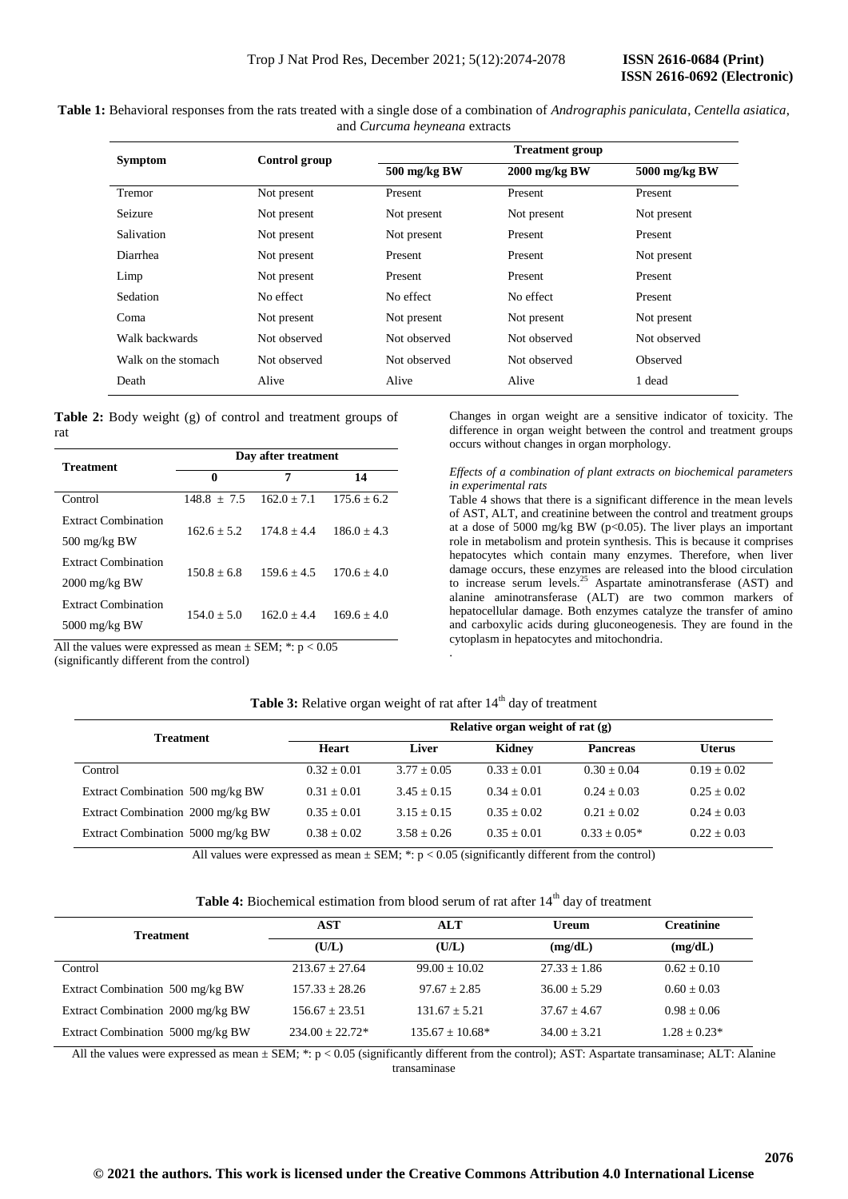**Table 1:** Behavioral responses from the rats treated with a single dose of a combination of *Andrographis paniculata*, *Centella asiatica*, and *Curcuma heyneana* extracts

| Symptom | Control group | Treatment group | | |
|---|---|---|---|---|
| | | 500 mg/kg BW | 2000 mg/kg BW | 5000 mg/kg BW |
| Tremor | Not present | Present | Present | Present |
| Seizure | Not present | Not present | Not present | Not present |
| Salivation | Not present | Not present | Present | Present |
| Diarrhea | Not present | Present | Present | Not present |
| Limp | Not present | Present | Present | Present |
| Sedation | No effect | No effect | No effect | Present |
| Coma | Not present | Not present | Not present | Not present |
| Walk backwards | Not observed | Not observed | Not observed | Not observed |
| Walk on the stomach | Not observed | Not observed | Not observed | Observed |
| Death | Alive | Alive | Alive | 1 dead |

**Table 2:** Body weight (g) of control and treatment groups of rat

| Treatment | Day after treatment | | |
|---|---|---|---|
| | 0 | 7 | 14 |
| Control | 148.8 ± 7.5 | 162.0 ± 7.1 | 175.6 ± 6.2 |
| Extract Combination 500 mg/kg BW | 162.6 ± 5.2 | 174.8 ± 4.4 | 186.0 ± 4.3 |
| Extract Combination 2000 mg/kg BW | 150.8 ± 6.8 | 159.6 ± 4.5 | 170.6 ± 4.0 |
| Extract Combination 5000 mg/kg BW | 154.0 ± 5.0 | 162.0 ± 4.4 | 169.6 ± 4.0 |

All the values were expressed as mean ± SEM; *: $p < 0.05$ (significantly different from the control)

Changes in organ weight are a sensitive indicator of toxicity. The difference in organ weight between the control and treatment groups occurs without changes in organ morphology.

*Effects of a combination of plant extracts on biochemical parameters in experimental rats*

Table 4 shows that there is a significant difference in the mean levels of AST, ALT, and creatinine between the control and treatment groups at a dose of 5000 mg/kg BW ($p<0.05$). The liver plays an important role in metabolism and protein synthesis. This is because it comprises hepatocytes which contain many enzymes. Therefore, when liver damage occurs, these enzymes are released into the blood circulation to increase serum levels.[25] Aspartate aminotransferase (AST) and alanine aminotransferase (ALT) are two common markers of hepatocellular damage. Both enzymes catalyze the transfer of amino and carboxylic acids during gluconeogenesis. They are found in the cytoplasm in hepatocytes and mitochondria.

**Table 3:** Relative organ weight of rat after 14th day of treatment

| Treatment | Relative organ weight of rat (g) | | | | |
|---|---|---|---|---|---|
| | Heart | Liver | Kidney | Pancreas | Uterus |
| Control | 0.32 ± 0.01 | 3.77 ± 0.05 | 0.33 ± 0.01 | 0.30 ± 0.04 | 0.19 ± 0.02 |
| Extract Combination 500 mg/kg BW | 0.31 ± 0.01 | 3.45 ± 0.15 | 0.34 ± 0.01 | 0.24 ± 0.03 | 0.25 ± 0.02 |
| Extract Combination 2000 mg/kg BW | 0.35 ± 0.01 | 3.15 ± 0.15 | 0.35 ± 0.02 | 0.21 ± 0.02 | 0.24 ± 0.03 |
| Extract Combination 5000 mg/kg BW | 0.38 ± 0.02 | 3.58 ± 0.26 | 0.35 ± 0.01 | 0.33 ± 0.05* | 0.22 ± 0.03 |

All values were expressed as mean ± SEM; *: $p < 0.05$ (significantly different from the control)

**Table 4:** Biochemical estimation from blood serum of rat after 14th day of treatment

| Treatment | AST (U/L) | ALT (U/L) | Ureum (mg/dL) | Creatinine (mg/dL) |
|---|---|---|---|---|
| Control | 213.67 ± 27.64 | 99.00 ± 10.02 | 27.33 ± 1.86 | 0.62 ± 0.10 |
| Extract Combination 500 mg/kg BW | 157.33 ± 28.26 | 97.67 ± 2.85 | 36.00 ± 5.29 | 0.60 ± 0.03 |
| Extract Combination 2000 mg/kg BW | 156.67 ± 23.51 | 131.67 ± 5.21 | 37.67 ± 4.67 | 0.98 ± 0.06 |
| Extract Combination 5000 mg/kg BW | 234.00 ± 22.72* | 135.67 ± 10.68* | 34.00 ± 3.21 | 1.28 ± 0.23* |

All the values were expressed as mean ± SEM; *: $p < 0.05$ (significantly different from the control); AST: Aspartate transaminase; ALT: Alanine transaminase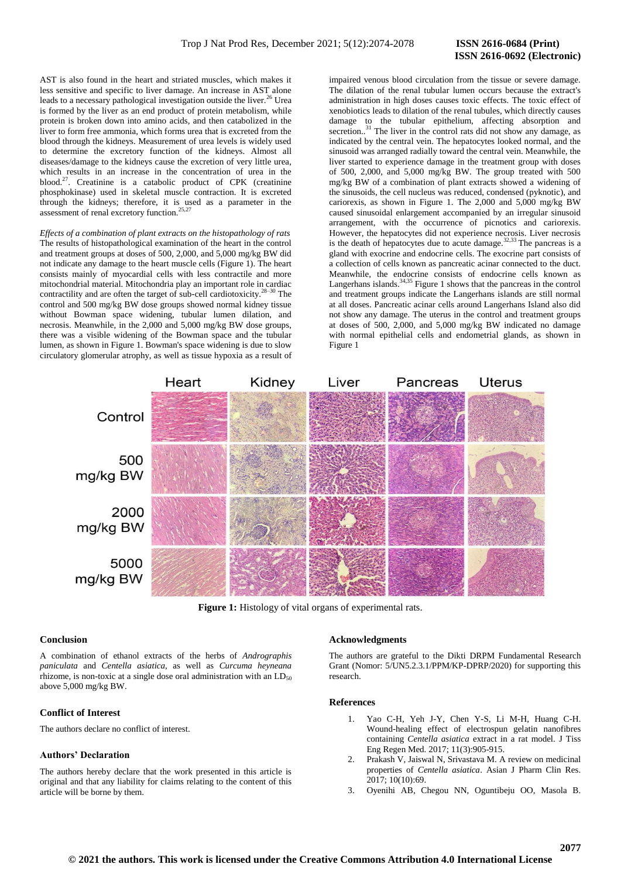AST is also found in the heart and striated muscles, which makes it less sensitive and specific to liver damage. An increase in AST alone leads to a necessary pathological investigation outside the liver.[26] Urea is formed by the liver as an end product of protein metabolism, while protein is broken down into amino acids, and then catabolized in the liver to form free ammonia, which forms urea that is excreted from the blood through the kidneys. Measurement of urea levels is widely used to determine the excretory function of the kidneys. Almost all diseases/damage to the kidneys cause the excretion of very little urea, which results in an increase in the concentration of urea in the blood.[27]. Creatinine is a catabolic product of CPK (creatinine phosphokinase) used in skeletal muscle contraction. It is excreted through the kidneys; therefore, it is used as a parameter in the assessment of renal excretory function.[25,27]

*Effects of a combination of plant extracts on the histopathology of rats*

The results of histopathological examination of the heart in the control and treatment groups at doses of 500, 2,000, and 5,000 mg/kg BW did not indicate any damage to the heart muscle cells (Figure 1). The heart consists mainly of myocardial cells with less contractile and more mitochondrial material. Mitochondria play an important role in cardiac contractility and are often the target of sub-cell cardiotoxicity.[28–30] The control and 500 mg/kg BW dose groups showed normal kidney tissue without Bowman space widening, tubular lumen dilation, and necrosis. Meanwhile, in the 2,000 and 5,000 mg/kg BW dose groups, there was a visible widening of the Bowman space and the tubular lumen, as shown in Figure 1. Bowman's space widening is due to slow circulatory glomerular atrophy, as well as tissue hypoxia as a result of impaired venous blood circulation from the tissue or severe damage. The dilation of the renal tubular lumen occurs because the extract's administration in high doses causes toxic effects. The toxic effect of xenobiotics leads to dilation of the renal tubules, which directly causes damage to the tubular epithelium, affecting absorption and secretion..[31] The liver in the control rats did not show any damage, as indicated by the central vein. The hepatocytes looked normal, and the sinusoid was arranged radially toward the central vein. Meanwhile, the liver started to experience damage in the treatment group with doses of 500, 2,000, and 5,000 mg/kg BW. The group treated with 500 mg/kg BW of a combination of plant extracts showed a widening of the sinusoids, the cell nucleus was reduced, condensed (pyknotic), and cariorexis, as shown in Figure 1. The 2,000 and 5,000 mg/kg BW caused sinusoidal enlargement accompanied by an irregular sinusoid arrangement, with the occurrence of picnotics and cariorexis. However, the hepatocytes did not experience necrosis. Liver necrosis is the death of hepatocytes due to acute damage.[32,33] The pancreas is a gland with exocrine and endocrine cells. The exocrine part consists of a collection of cells known as pancreatic acinar connected to the duct. Meanwhile, the endocrine consists of endocrine cells known as Langerhans islands.[34,35] Figure 1 shows that the pancreas in the control and treatment groups indicate the Langerhans islands are still normal at all doses. Pancreatic acinar cells around Langerhans Island also did not show any damage. The uterus in the control and treatment groups at doses of 500, 2,000, and 5,000 mg/kg BW indicated no damage with normal epithelial cells and endometrial glands, as shown in Figure 1

**Figure 1:** Histology of vital organs of experimental rats.

## Conclusion

A combination of ethanol extracts of the herbs of *Andrographis paniculata* and *Centella asiatica*, as well as *Curcuma heyneana* rhizome, is non-toxic at a single dose oral administration with an $LD_{50}$ above 5,000 mg/kg BW.

## Conflict of Interest

The authors declare no conflict of interest.

## Authors' Declaration

The authors hereby declare that the work presented in this article is original and that any liability for claims relating to the content of this article will be borne by them.

## Acknowledgments

The authors are grateful to the Dikti DRPM Fundamental Research Grant (Nomor: 5/UN5.2.3.1/PPM/KP-DPRP/2020) for supporting this research.

## References

1. Yao C-H, Yeh J-Y, Chen Y-S, Li M-H, Huang C-H. Wound-healing effect of electrospun gelatin nanofibres containing *Centella asiatica* extract in a rat model. J Tiss Eng Regen Med. 2017; 11(3):905-915.
2. Prakash V, Jaiswal N, Srivastava M. A review on medicinal properties of *Centella asiatica*. Asian J Pharm Clin Res. 2017; 10(10):69.
3. Oyenihi AB, Chegou NN, Oguntibeju OO, Masola B.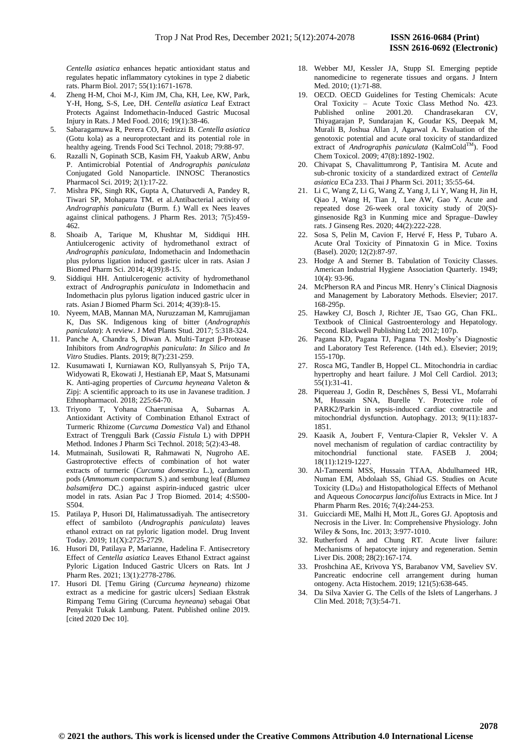*Centella asiatica* enhances hepatic antioxidant status and regulates hepatic inflammatory cytokines in type 2 diabetic rats. Pharm Biol. 2017; 55(1):1671-1678.

4. Zheng H-M, Choi M-J, Kim JM, Cha, KH, Lee, KW, Park, Y-H, Hong, S-S, Lee, DH. *Centella asiatica* Leaf Extract Protects Against Indomethacin-Induced Gastric Mucosal Injury in Rats. J Med Food. 2016; 19(1):38-46.
5. Sabaragamuwa R, Perera CO, Fedrizzi B. *Centella asiatica* (Gotu kola) as a neuroprotectant and its potential role in healthy ageing. Trends Food Sci Technol. 2018; 79:88-97.
6. Razalli N, Gopinath SCB, Kasim FH, Yaakub ARW, Anbu P. Antimicrobial Potential of *Andrographis paniculata* Conjugated Gold Nanoparticle. INNOSC Theranostics Pharmacol Sci. 2019; 2(1):17-22.
7. Mishra PK, Singh RK, Gupta A, Chaturvedi A, Pandey R, Tiwari SP, Mohapatra TM. et al.Antibacterial activity of *Andrographis paniculata* (Burm. f.) Wall ex Nees leaves against clinical pathogens. J Pharm Res. 2013; 7(5):459-462.
8. Shoaib A, Tarique M, Khushtar M, Siddiqui HH. Antiulcerogenic activity of hydromethanol extract of *Andrographis paniculata*, Indomethacin and Indomethacin plus pylorus ligation induced gastric ulcer in rats. Asian J Biomed Pharm Sci. 2014; 4(39):8-15.
9. Siddiqui HH. Antiulcerogenic activity of hydromethanol extract of *Andrographis paniculata* in Indomethacin and Indomethacin plus pylorus ligation induced gastric ulcer in rats. Asian J Biomed Pharm Sci. 2014; 4(39):8-15.
10. Nyeem, MAB, Mannan MA, Nuruzzaman M, Kamrujjaman K, Das SK. Indigenous king of bitter (*Andrographis paniculata*): A review. J Med Plants Stud. 2017; 5:318-324.
11. Panche A, Chandra S, Diwan A. Multi-Target β-Protease Inhibitors from *Andrographis paniculata*: *In Silico* and *In Vitro* Studies. Plants. 2019; 8(7):231-259.
12. Kusumawati I, Kurniawan KO, Rullyansyah S, Prijo TA, Widyowati R, Ekowati J, Hestianah EP, Maat S, Matsunami K. Anti-aging properties of *Curcuma heyneana* Valeton & Zipj: A scientific approach to its use in Javanese tradition. J Ethnopharmacol. 2018; 225:64-70.
13. Triyono T, Yohana Chaerunisaa A, Subarnas A. Antioxidant Activity of Combination Ethanol Extract of Turmeric Rhizome (*Curcuma Domestica* Val) and Ethanol Extract of Trengguli Bark (*Cassia Fistula* L) with DPPH Method. Indones J Pharm Sci Technol. 2018; 5(2):43-48.
14. Mutmainah, Susilowati R, Rahmawati N, Nugroho AE. Gastroprotective effects of combination of hot water extracts of turmeric (*Curcuma domestica* L.), cardamom pods (*Ammomum compactum* S.) and sembung leaf (*Blumea balsamifera* DC.) against aspirin-induced gastric ulcer model in rats. Asian Pac J Trop Biomed. 2014; 4:S500-S504.
15. Patilaya P, Husori DI, Halimatussadiyah. The antisecretory effect of sambiloto (*Andrographis paniculata*) leaves ethanol extract on rat pyloric ligation model. Drug Invent Today. 2019; 11(X):2725-2729.
16. Husori DI, Patilaya P, Marianne, Hadelina F. Antisecretory Effect of *Centella asiatica* Leaves Ethanol Extract against Pyloric Ligation Induced Gastric Ulcers on Rats. Int J Pharm Res. 2021; 13(1):2778-2786.
17. Husori DI. [Temu Giring (*Curcuma heyneana*) rhizome extract as a medicine for gastric ulcers] Sediaan Ekstrak Rimpang Temu Giring (Curcuma *heyneana*) sebagai Obat Penyakit Tukak Lambung. Patent. Published online 2019. [cited 2020 Dec 10].
18. Webber MJ, Kessler JA, Stupp SI. Emerging peptide nanomedicine to regenerate tissues and organs. J Intern Med. 2010; (1):71-88.
19. OECD. OECD Guidelines for Testing Chemicals: Acute Oral Toxicity – Acute Toxic Class Method No. 423. Published online 2001.20. Chandrasekaran CV, Thiyagarajan P, Sundarajan K, Goudar KS, Deepak M, Murali B, Joshua Allan J, Agarwal A. Evaluation of the genotoxic potential and acute oral toxicity of standardized extract of *Andrographis paniculata* (KalmCold™). Food Chem Toxicol. 2009; 47(8):1892-1902.
20. Chivapat S, Chavalittumrong P, Tantisira M. Acute and sub-chronic toxicity of a standardized extract of *Centella asiatica* ECa 233. Thai J Pharm Sci. 2011; 35:55-64.
21. Li C, Wang Z, Li G, Wang Z, Yang J, Li Y, Wang H, Jin H, Qiao J, Wang H, Tian J, Lee AW, Gao Y. Acute and repeated dose 26-week oral toxicity study of 20(S)-ginsenoside Rg3 in Kunming mice and Sprague–Dawley rats. J Ginseng Res. 2020; 44(2):222-228.
22. Sosa S, Pelin M, Cavion F, Hervé F, Hess P, Tubaro A. Acute Oral Toxicity of Pinnatoxin G in Mice. Toxins (Basel). 2020; 12(2):87-97.
23. Hodge A and Sterner B. Tabulation of Toxicity Classes. American Industrial Hygiene Association Quarterly. 1949; 10(4): 93-96.
24. McPherson RA and Pincus MR. Henry's Clinical Diagnosis and Management by Laboratory Methods. Elsevier; 2017. 168-295p.
25. Hawkey CJ, Bosch J, Richter JE, Tsao GG, Chan FKL. Textbook of Clinical Gastroenterology and Hepatology. Second. Blackwell Publishing Ltd; 2012; 107p.
26. Pagana KD, Pagana TJ, Pagana TN. Mosby's Diagnostic and Laboratory Test Reference. (14th ed.). Elsevier; 2019; 155-170p.
27. Rosca MG, Tandler B, Hoppel CL. Mitochondria in cardiac hypertrophy and heart failure. J Mol Cell Cardiol. 2013; 55(1):31-41.
28. Piquereau J, Godin R, Deschênes S, Bessi VL, Mofarrahi M, Hussain SNA, Burelle Y. Protective role of PARK2/Parkin in sepsis-induced cardiac contractile and mitochondrial dysfunction. Autophagy. 2013; 9(11):1837-1851.
29. Kaasik A, Joubert F, Ventura-Clapier R, Veksler V. A novel mechanism of regulation of cardiac contractility by mitochondrial functional state. FASEB J. 2004; 18(11):1219-1227.
30. Al-Tameemi MSS, Hussain TTAA, Abdulhameed HR, Numan EM, Abdolaah SS, Ghiad GS. Studies on Acute Toxicity ($LD_{50}$) and Histopathological Effects of Methanol and Aqueous *Conocarpus lancifolius* Extracts in Mice. Int J Pharm Pharm Res. 2016; 7(4):244-253.
31. Guicciardi ME, Malhi H, Mott JL, Gores GJ. Apoptosis and Necrosis in the Liver. In: Comprehensive Physiology. John Wiley & Sons, Inc. 2013; 3:977-1010.
32. Rutherford A and Chung RT. Acute liver failure: Mechanisms of hepatocyte injury and regeneration. Semin Liver Dis. 2008; 28(2):167-174.
33. Proshchina AE, Krivova YS, Barabanov VM, Saveliev SV. Pancreatic endocrine cell arrangement during human ontogeny. Acta Histochem. 2019; 121(5):638-645.
34. Da Silva Xavier G. The Cells of the Islets of Langerhans. J Clin Med. 2018; 7(3):54-71.